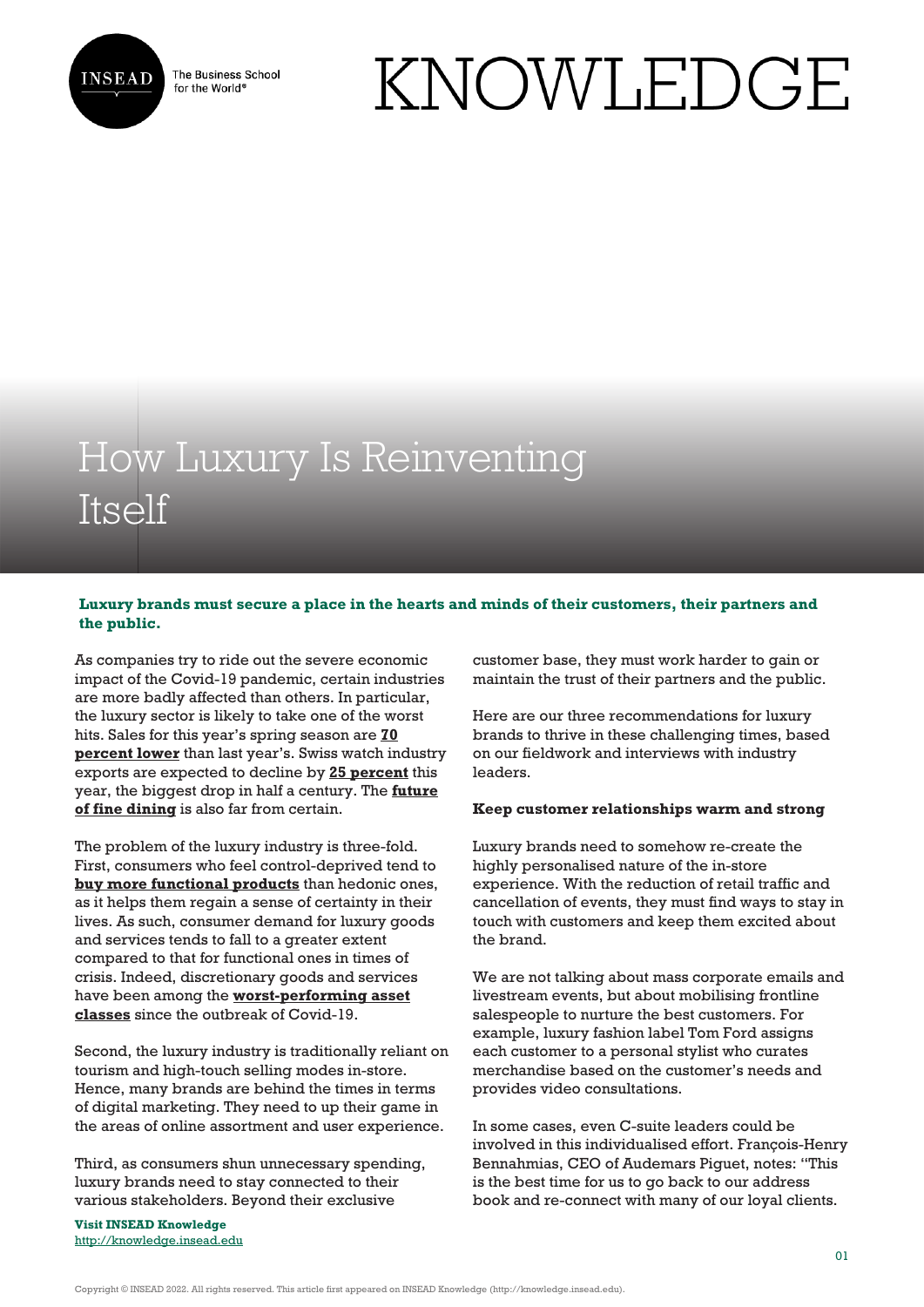# How Luxury Is Reinventing Itself

**Luxury brands must secure a place in the hearts and minds of their customers, their partners and the public.**

As companies try to ride out the severe economic impact of the Covid-19 pandemic, certain industries are more badly affected than others. In particular, the luxury sector is likely to take one of the worst hits. Sales for this year's spring season are **70 percent lower** than last year's. Swiss watch industry exports are expected to decline by **25 percent** this year, the biggest drop in half a century. The **future of fine dining** is also far from certain.

The problem of the luxury industry is three-fold. First, consumers who feel control-deprived tend to **buy more functional products** than hedonic ones, as it helps them regain a sense of certainty in their lives. As such, consumer demand for luxury goods and services tends to fall to a greater extent compared to that for functional ones in times of crisis. Indeed, discretionary goods and services have been among the **worst-performing asset classes** since the outbreak of Covid-19.

Second, the luxury industry is traditionally reliant on tourism and high-touch selling modes in-store. Hence, many brands are behind the times in terms of digital marketing. They need to up their game in the areas of online assortment and user experience.

Third, as consumers shun unnecessary spending, luxury brands need to stay connected to their various stakeholders. Beyond their exclusive customer base, they must work harder to gain or maintain the trust of their partners and the public.

Here are our three recommendations for luxury brands to thrive in these challenging times, based on our fieldwork and interviews with industry leaders.

**Keep customer relationships warm and strong**

Luxury brands need to somehow re-create the highly personalised nature of the in-store experience. With the reduction of retail traffic and cancellation of events, they must find ways to stay in touch with customers and keep them excited about the brand.

We are not talking about mass corporate emails and livestream events, but about mobilising frontline salespeople to nurture the best customers. For example, luxury fashion label Tom Ford assigns each customer to a personal stylist who curates merchandise based on the customer's needs and provides video consultations.

In some cases, even C-suite leaders could be involved in this individualised effort. François-Henry Bennahmias, CEO of Audemars Piguet, notes: "This is the best time for us to go back to our address book and re-connect with many of our loyal clients.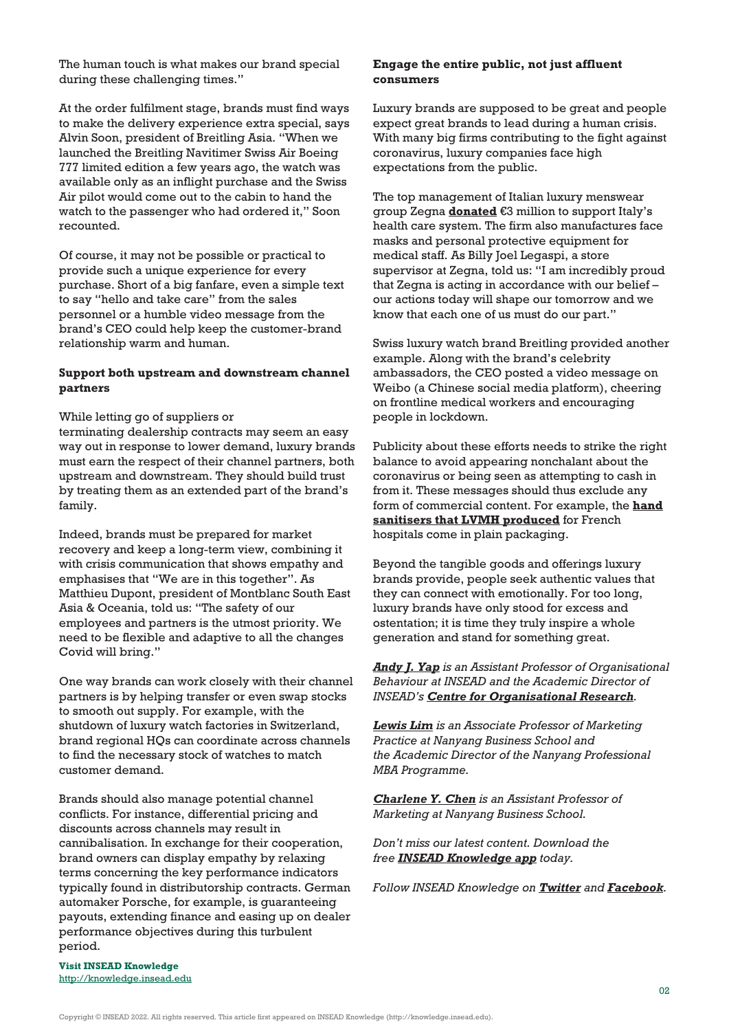The human touch is what makes our brand special during these challenging times."

At the order fulfilment stage, brands must find ways to make the delivery experience extra special, says Alvin Soon, president of Breitling Asia. "When we launched the Breitling Navitimer Swiss Air Boeing 777 limited edition a few years ago, the watch was available only as an inflight purchase and the Swiss Air pilot would come out to the cabin to hand the watch to the passenger who had ordered it," Soon recounted.

Of course, it may not be possible or practical to provide such a unique experience for every purchase. Short of a big fanfare, even a simple text to say "hello and take care" from the sales personnel or a humble video message from the brand's CEO could help keep the customer-brand relationship warm and human.

**Support both upstream and downstream channel partners**

While letting go of suppliers or terminating dealership contracts may seem an easy way out in response to lower demand, luxury brands must earn the respect of their channel partners, both upstream and downstream. They should build trust by treating them as an extended part of the brand's family.

Indeed, brands must be prepared for market recovery and keep a long-term view, combining it with crisis communication that shows empathy and emphasises that "We are in this together". As Matthieu Dupont, president of Montblanc South East Asia & Oceania, told us: "The safety of our employees and partners is the utmost priority. We need to be flexible and adaptive to all the changes Covid will bring."

One way brands can work closely with their channel partners is by helping transfer or even swap stocks to smooth out supply. For example, with the shutdown of luxury watch factories in Switzerland, brand regional HQs can coordinate across channels to find the necessary stock of watches to match customer demand.

Brands should also manage potential channel conflicts. For instance, differential pricing and discounts across channels may result in cannibalisation. In exchange for their cooperation, brand owners can display empathy by relaxing terms concerning the key performance indicators typically found in distributorship contracts. German automaker Porsche, for example, is guaranteeing payouts, extending finance and easing up on dealer performance objectives during this turbulent period.

**Engage the entire public, not just affluent consumers**

Luxury brands are supposed to be great and people expect great brands to lead during a human crisis. With many big firms contributing to the fight against coronavirus, luxury companies face high expectations from the public.

The top management of Italian luxury menswear group Zegna **donated** €3 million to support Italy's health care system. The firm also manufactures face masks and personal protective equipment for medical staff. As Billy Joel Legaspi, a store supervisor at Zegna, told us: "I am incredibly proud that Zegna is acting in accordance with our belief – our actions today will shape our tomorrow and we know that each one of us must do our part."

Swiss luxury watch brand Breitling provided another example. Along with the brand's celebrity ambassadors, the CEO posted a video message on Weibo (a Chinese social media platform), cheering on frontline medical workers and encouraging people in lockdown.

Publicity about these efforts needs to strike the right balance to avoid appearing nonchalant about the coronavirus or being seen as attempting to cash in from it. These messages should thus exclude any form of commercial content. For example, the **hand sanitisers that LVMH produced** for French hospitals come in plain packaging.

Beyond the tangible goods and offerings luxury brands provide, people seek authentic values that they can connect with emotionally. For too long, luxury brands have only stood for excess and ostentation; it is time they truly inspire a whole generation and stand for something great.

*__Andy J. Yap__ is an Assistant Professor of Organisational Behaviour at INSEAD and the Academic Director of INSEAD's __Centre for Organisational Research__.*

*__Lewis Lim__ is an Associate Professor of Marketing Practice at Nanyang Business School and the Academic Director of the Nanyang Professional MBA Programme.*

*__Charlene Y. Chen__ is an Assistant Professor of Marketing at Nanyang Business School.*

*Don't miss our latest content. Download the free __INSEAD Knowledge app__ today.*

*Follow INSEAD Knowledge on __Twitter__ and __Facebook__.*

**Visit INSEAD Knowledge**
http://knowledge.insead.edu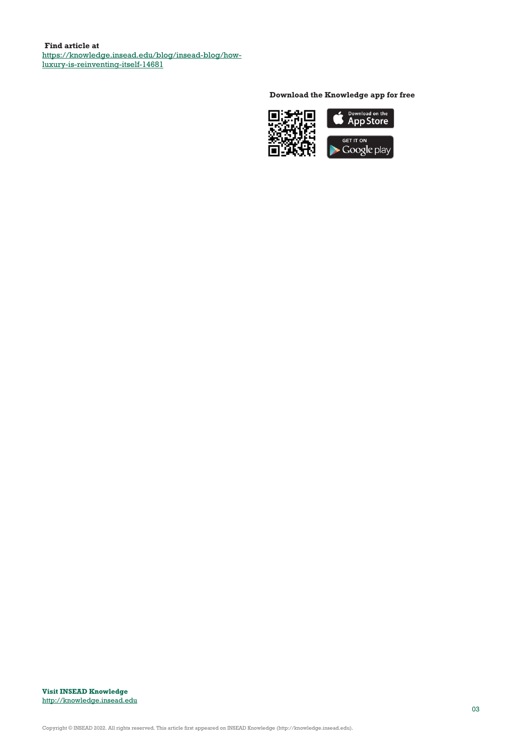**Find article at**
https://knowledge.insead.edu/blog/insead-blog/how-luxury-is-reinventing-itself-14681

**Download the Knowledge app for free**

**Visit INSEAD Knowledge**
http://knowledge.insead.edu

Copyright © INSEAD 2022. All rights reserved. This article first appeared on INSEAD Knowledge (http://knowledge.insead.edu).